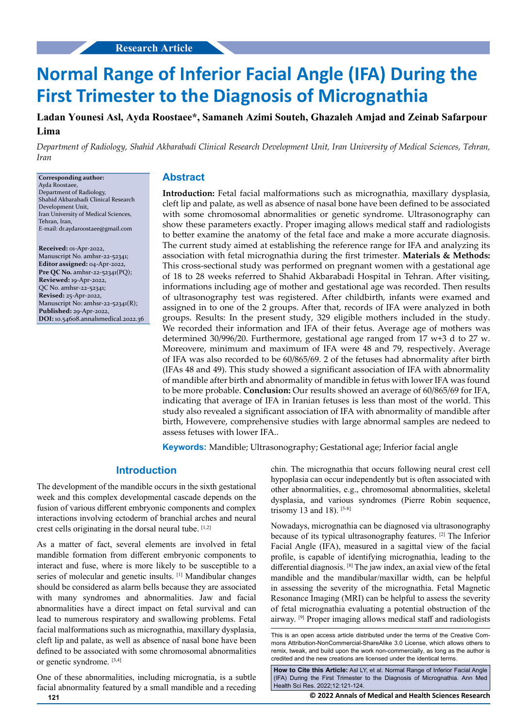Research Article

# Normal Range of Inferior Facial Angle (IFA) During the First Trimester to the Diagnosis of Micrognathia

**Ladan Younesi Asl, Ayda Roostaee*, Samaneh Azimi Souteh, Ghazaleh Amjad and Zeinab Safarpour Lima**

*Department of Radiology, Shahid Akbarabadi Clinical Research Development Unit, Iran University of Medical Sciences, Tehran, Iran*

**Corresponding author:**
Ayda Roostaee,
Department of Radiology,
Shahid Akbarabadi Clinical Research Development Unit,
Iran University of Medical Sciences,
Tehran, Iran,
E-mail: dr.aydaroostaee@gmail.com

**Received:** 01-Apr-2022,
Manuscript No. amhsr-22-52341;
**Editor assigned:** 04-Apr-2022,
**Pre QC No.** amhsr-22-52341(PQ);
**Reviewed:** 19-Apr-2022,
QC No. amhsr-22-52341;
**Revised:** 25-Apr-2022,
Manuscript No: amhsr-22-52341(R);
**Published:** 29-Apr-2022,
**DOI:** 10.54608.annalsmedical.2022.36

## Abstract

**Introduction:** Fetal facial malformations such as micrognathia, maxillary dysplasia, cleft lip and palate, as well as absence of nasal bone have been defined to be associated with some chromosomal abnormalities or genetic syndrome. Ultrasonography can show these parameters exactly. Proper imaging allows medical staff and radiologists to better examine the anatomy of the fetal face and make a more accurate diagnosis. The current study aimed at establishing the reference range for IFA and analyzing its association with fetal micrognathia during the first trimester. **Materials & Methods:** This cross-sectional study was performed on pregnant women with a gestational age of 18 to 28 weeks referred to Shahid Akbarabadi Hospital in Tehran. After visiting, informations including age of mother and gestational age was recorded. Then results of ultrasonography test was registered. After childbirth, infants were examed and assigned in to one of the 2 groups. After that, records of IFA were analyzed in both groups. Results: In the present study, 329 eligible mothers included in the study. We recorded their information and IFA of their fetus. Average age of mothers was determined 30/996/20. Furthermore, gestational age ranged from 17 w+3 d to 27 w. Moreovere, minimum and maximum of IFA were 48 and 79, respectively. Average of IFA was also recorded to be 60/865/69. 2 of the fetuses had abnormality after birth (IFAs 48 and 49). This study showed a significant association of IFA with abnormality of mandible after birth and abnormality of mandible in fetus with lower IFA was found to be more probable. **Conclusion:** Our results showed an average of 60/865/69 for IFA, indicating that average of IFA in Iranian fetuses is less than most of the world. This study also revealed a significant association of IFA with abnormality of mandible after birth, Howevere, comprehensive studies with large abnormal samples are nedeed to assess fetuses with lower IFA..

**Keywords:** Mandible; Ultrasonography; Gestational age; Inferior facial angle

## Introduction

The development of the mandible occurs in the sixth gestational week and this complex developmental cascade depends on the fusion of various different embryonic components and complex interactions involving ectoderm of branchial arches and neural crest cells originating in the dorsal neural tube. [1,2]

As a matter of fact, several elements are involved in fetal mandible formation from different embryonic components to interact and fuse, where is more likely to be susceptible to a series of molecular and genetic insults. [1] Mandibular changes should be considered as alarm bells because they are associated with many syndromes and abnormalities. Jaw and facial abnormalities have a direct impact on fetal survival and can lead to numerous respiratory and swallowing problems. Fetal facial malformations such as micrognathia, maxillary dysplasia, cleft lip and palate, as well as absence of nasal bone have been defined to be associated with some chromosomal abnormalities or genetic syndrome. [3,4]

One of these abnormalities, including micrognatia, is a subtle facial abnormality featured by a small mandible and a receding chin. The micrognathia that occurs following neural crest cell hypoplasia can occur independently but is often associated with other abnormalities, e.g., chromosomal abnormalities, skeletal dysplasia, and various syndromes (Pierre Robin sequence, trisomy 13 and 18). [5-8]

Nowadays, micrognathia can be diagnosed via ultrasonography because of its typical ultrasonography features. [2] The Inferior Facial Angle (IFA), measured in a sagittal view of the facial profile, is capable of identifying micrognathia, leading to the differential diagnosis. [8] The jaw index, an axial view of the fetal mandible and the mandibular/maxillar width, can be helpful in assessing the severity of the micrognathia. Fetal Magnetic Resonance Imaging (MRI) can be helpful to assess the severity of fetal micrognathia evaluating a potential obstruction of the airway. [9] Proper imaging allows medical staff and radiologists

This is an open access article distributed under the terms of the Creative Commons Attribution-NonCommercial-ShareAlike 3.0 License, which allows others to remix, tweak, and build upon the work non-commercially, as long as the author is credited and the new creations are licensed under the identical terms.

**How to Cite this Article:** Asl LY, et al. Normal Range of Inferior Facial Angle (IFA) During the First Trimester to the Diagnosis of Micrognathia. Ann Med Health Sci Res. 2022;12:121-124.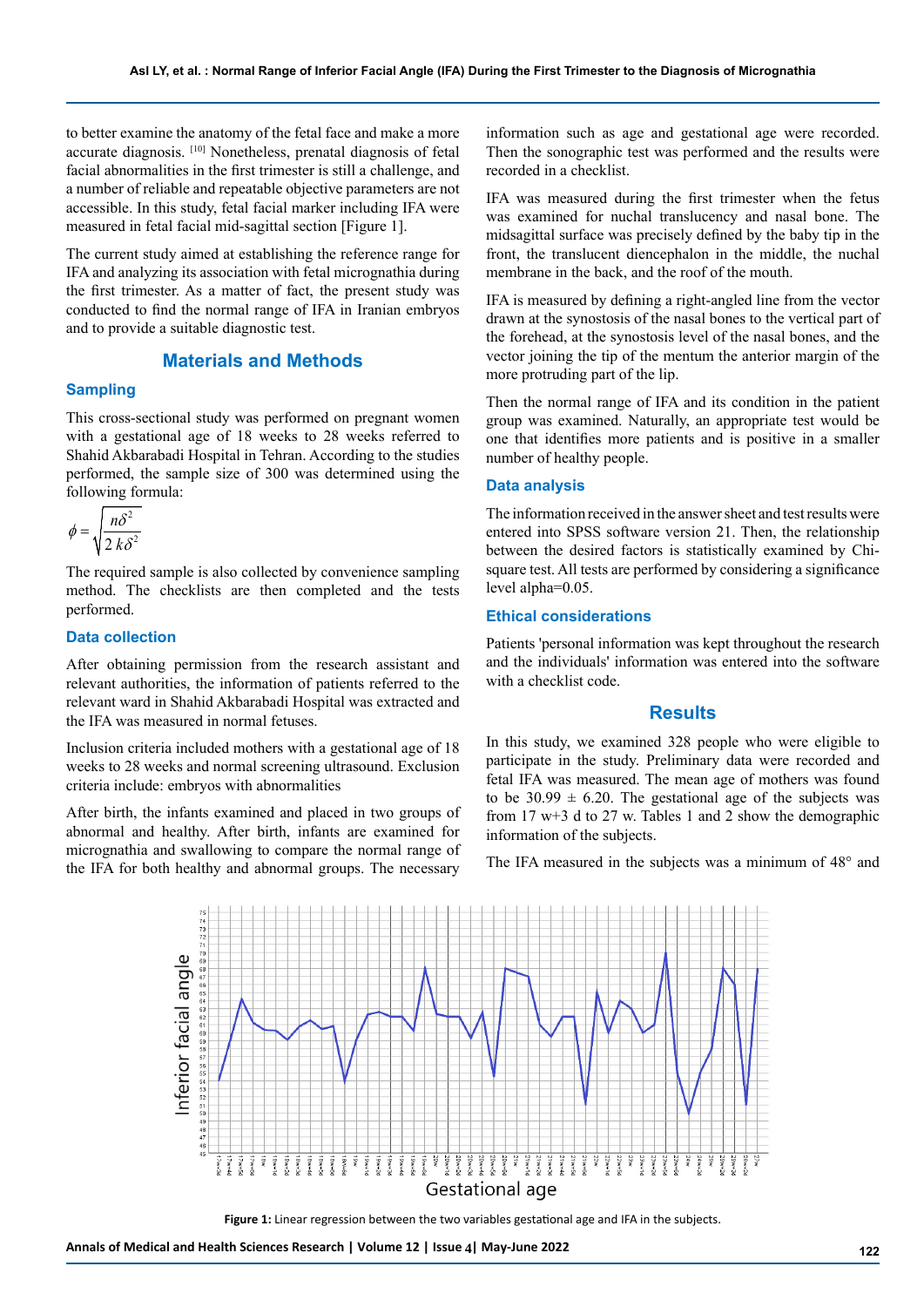to better examine the anatomy of the fetal face and make a more accurate diagnosis. [10] Nonetheless, prenatal diagnosis of fetal facial abnormalities in the first trimester is still a challenge, and a number of reliable and repeatable objective parameters are not accessible. In this study, fetal facial marker including IFA were measured in fetal facial mid-sagittal section [Figure 1].

The current study aimed at establishing the reference range for IFA and analyzing its association with fetal micrognathia during the first trimester. As a matter of fact, the present study was conducted to find the normal range of IFA in Iranian embryos and to provide a suitable diagnostic test.

## Materials and Methods

### Sampling

This cross-sectional study was performed on pregnant women with a gestational age of 18 weeks to 28 weeks referred to Shahid Akbarabadi Hospital in Tehran. According to the studies performed, the sample size of 300 was determined using the following formula:

$$\phi = \sqrt{\frac{n\delta^2}{2\,k\delta^2}}$$

The required sample is also collected by convenience sampling method. The checklists are then completed and the tests performed.

### Data collection

After obtaining permission from the research assistant and relevant authorities, the information of patients referred to the relevant ward in Shahid Akbarabadi Hospital was extracted and the IFA was measured in normal fetuses.

Inclusion criteria included mothers with a gestational age of 18 weeks to 28 weeks and normal screening ultrasound. Exclusion criteria include: embryos with abnormalities

After birth, the infants examined and placed in two groups of abnormal and healthy. After birth, infants are examined for micrognathia and swallowing to compare the normal range of the IFA for both healthy and abnormal groups. The necessary information such as age and gestational age were recorded. Then the sonographic test was performed and the results were recorded in a checklist.

IFA was measured during the first trimester when the fetus was examined for nuchal translucency and nasal bone. The midsagittal surface was precisely defined by the baby tip in the front, the translucent diencephalon in the middle, the nuchal membrane in the back, and the roof of the mouth.

IFA is measured by defining a right-angled line from the vector drawn at the synostosis of the nasal bones to the vertical part of the forehead, at the synostosis level of the nasal bones, and the vector joining the tip of the mentum the anterior margin of the more protruding part of the lip.

Then the normal range of IFA and its condition in the patient group was examined. Naturally, an appropriate test would be one that identifies more patients and is positive in a smaller number of healthy people.

### Data analysis

The information received in the answer sheet and test results were entered into SPSS software version 21. Then, the relationship between the desired factors is statistically examined by Chi-square test. All tests are performed by considering a significance level alpha=0.05.

### Ethical considerations

Patients 'personal information was kept throughout the research and the individuals' information was entered into the software with a checklist code.

## Results

In this study, we examined 328 people who were eligible to participate in the study. Preliminary data were recorded and fetal IFA was measured. The mean age of mothers was found to be 30.99 ± 6.20. The gestational age of the subjects was from 17 w+3 d to 27 w. Tables 1 and 2 show the demographic information of the subjects.

The IFA measured in the subjects was a minimum of 48° and

**Figure 1:** Linear regression between the two variables gestational age and IFA in the subjects.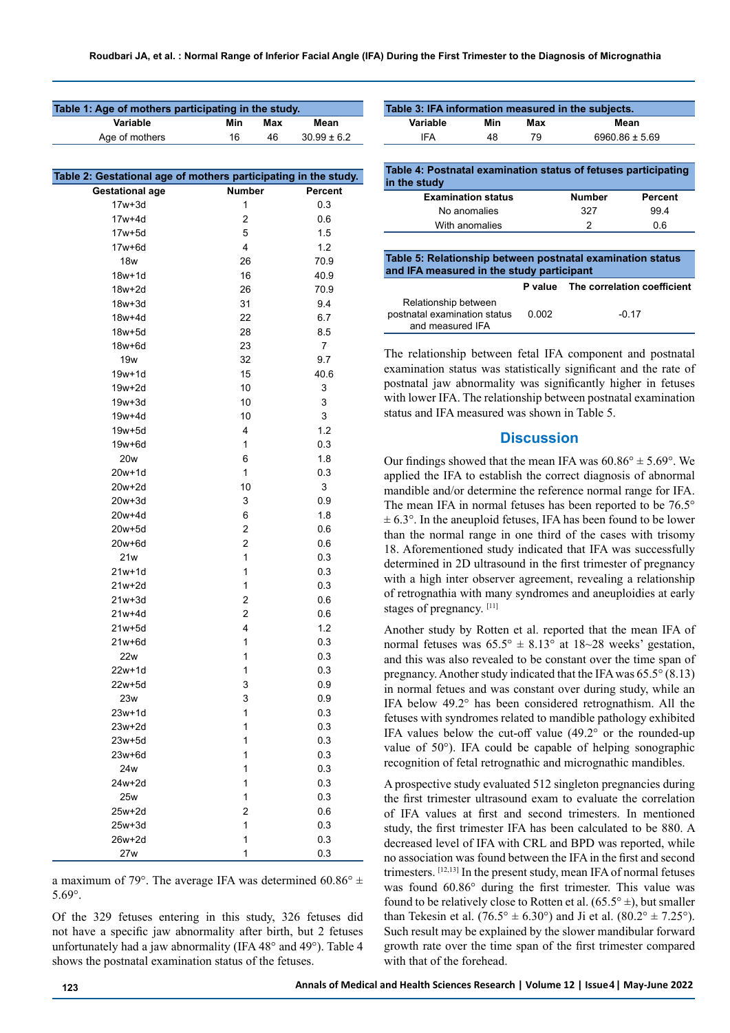| Table 1: Age of mothers participating in the study. | | | |
|---|---|---|---|
| Variable | Min | Max | Mean |
| Age of mothers | 16 | 46 | 30.99 ± 6.2 |

| Table 2: Gestational age of mothers participating in the study. | | |
|---|---|---|
| Gestational age | Number | Percent |
| 17w+3d | 1 | 0.3 |
| 17w+4d | 2 | 0.6 |
| 17w+5d | 5 | 1.5 |
| 17w+6d | 4 | 1.2 |
| 18w | 26 | 70.9 |
| 18w+1d | 16 | 40.9 |
| 18w+2d | 26 | 70.9 |
| 18w+3d | 31 | 9.4 |
| 18w+4d | 22 | 6.7 |
| 18w+5d | 28 | 8.5 |
| 18w+6d | 23 | 7 |
| 19w | 32 | 9.7 |
| 19w+1d | 15 | 40.6 |
| 19w+2d | 10 | 3 |
| 19w+3d | 10 | 3 |
| 19w+4d | 10 | 3 |
| 19w+5d | 4 | 1.2 |
| 19w+6d | 1 | 0.3 |
| 20w | 6 | 1.8 |
| 20w+1d | 1 | 0.3 |
| 20w+2d | 10 | 3 |
| 20w+3d | 3 | 0.9 |
| 20w+4d | 6 | 1.8 |
| 20w+5d | 2 | 0.6 |
| 20w+6d | 2 | 0.6 |
| 21w | 1 | 0.3 |
| 21w+1d | 1 | 0.3 |
| 21w+2d | 1 | 0.3 |
| 21w+3d | 2 | 0.6 |
| 21w+4d | 2 | 0.6 |
| 21w+5d | 4 | 1.2 |
| 21w+6d | 1 | 0.3 |
| 22w | 1 | 0.3 |
| 22w+1d | 1 | 0.3 |
| 22w+5d | 3 | 0.9 |
| 23w | 3 | 0.9 |
| 23w+1d | 1 | 0.3 |
| 23w+2d | 1 | 0.3 |
| 23w+5d | 1 | 0.3 |
| 23w+6d | 1 | 0.3 |
| 24w | 1 | 0.3 |
| 24w+2d | 1 | 0.3 |
| 25w | 1 | 0.3 |
| 25w+2d | 2 | 0.6 |
| 25w+3d | 1 | 0.3 |
| 26w+2d | 1 | 0.3 |
| 27w | 1 | 0.3 |

a maximum of 79°. The average IFA was determined 60.86° ± 5.69°.

Of the 329 fetuses entering in this study, 326 fetuses did not have a specific jaw abnormality after birth, but 2 fetuses unfortunately had a jaw abnormality (IFA 48° and 49°). Table 4 shows the postnatal examination status of the fetuses.

| Table 3: IFA information measured in the subjects. | | | |
|---|---|---|---|
| Variable | Min | Max | Mean |
| IFA | 48 | 79 | 6960.86 ± 5.69 |

| Table 4: Postnatal examination status of fetuses participating in the study | | |
|---|---|---|
| Examination status | Number | Percent |
| No anomalies | 327 | 99.4 |
| With anomalies | 2 | 0.6 |

| Table 5: Relationship between postnatal examination status and IFA measured in the study participant | | |
|---|---|---|
| | P value | The correlation coefficient |
| Relationship between postnatal examination status and measured IFA | 0.002 | -0.17 |

The relationship between fetal IFA component and postnatal examination status was statistically significant and the rate of postnatal jaw abnormality was significantly higher in fetuses with lower IFA. The relationship between postnatal examination status and IFA measured was shown in Table 5.

## Discussion

Our findings showed that the mean IFA was 60.86° ± 5.69°. We applied the IFA to establish the correct diagnosis of abnormal mandible and/or determine the reference normal range for IFA. The mean IFA in normal fetuses has been reported to be 76.5° ± 6.3°. In the aneuploid fetuses, IFA has been found to be lower than the normal range in one third of the cases with trisomy 18. Aforementioned study indicated that IFA was successfully determined in 2D ultrasound in the first trimester of pregnancy with a high inter observer agreement, revealing a relationship of retrognathia with many syndromes and aneuploidies at early stages of pregnancy. [11]

Another study by Rotten et al. reported that the mean IFA of normal fetuses was 65.5° ± 8.13° at 18~28 weeks' gestation, and this was also revealed to be constant over the time span of pregnancy. Another study indicated that the IFA was 65.5° (8.13) in normal fetues and was constant over during study, while an IFA below 49.2° has been considered retrognathism. All the fetuses with syndromes related to mandible pathology exhibited IFA values below the cut-off value (49.2° or the rounded-up value of 50°). IFA could be capable of helping sonographic recognition of fetal retrognathic and micrognathic mandibles.

A prospective study evaluated 512 singleton pregnancies during the first trimester ultrasound exam to evaluate the correlation of IFA values at first and second trimesters. In mentioned study, the first trimester IFA has been calculated to be 880. A decreased level of IFA with CRL and BPD was reported, while no association was found between the IFA in the first and second trimesters. [12,13] In the present study, mean IFA of normal fetuses was found 60.86° during the first trimester. This value was found to be relatively close to Rotten et al. (65.5° ±), but smaller than Tekesin et al. (76.5° ± 6.30°) and Ji et al. (80.2° ± 7.25°). Such result may be explained by the slower mandibular forward growth rate over the time span of the first trimester compared with that of the forehead.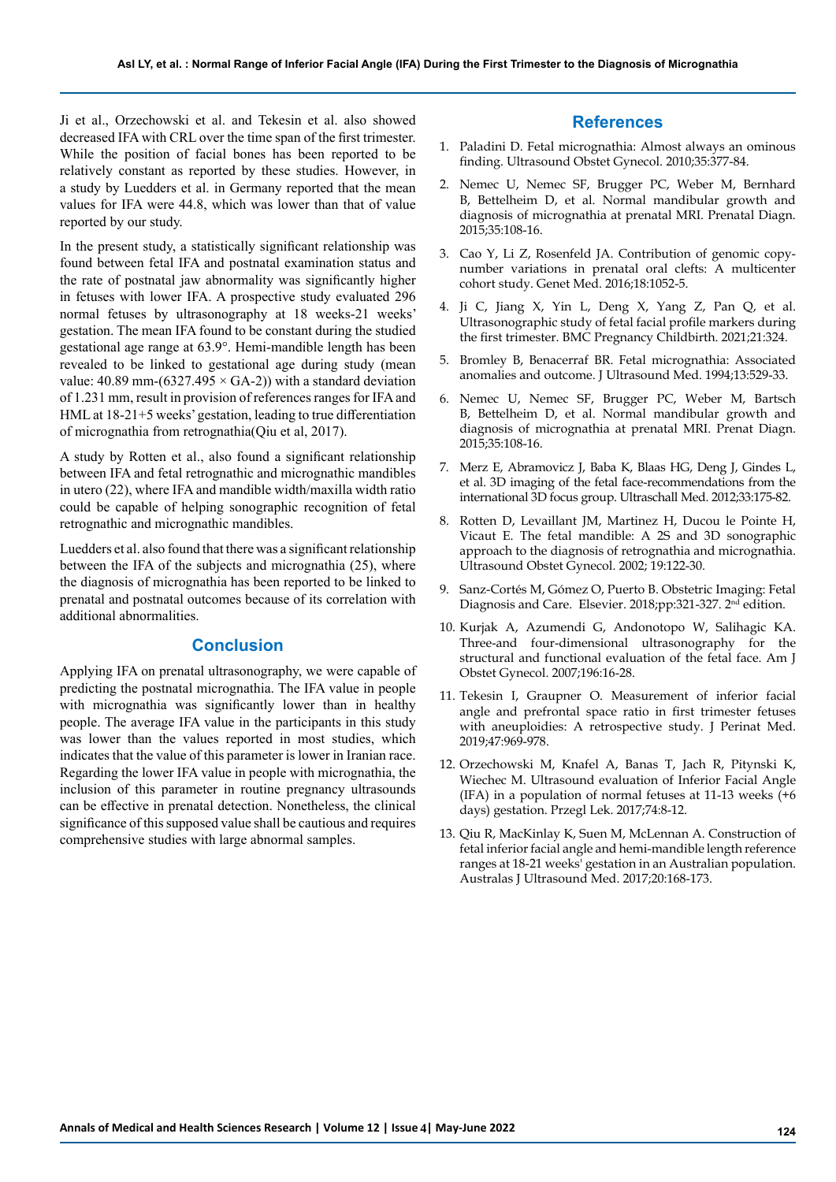Ji et al., Orzechowski et al. and Tekesin et al. also showed decreased IFA with CRL over the time span of the first trimester. While the position of facial bones has been reported to be relatively constant as reported by these studies. However, in a study by Luedders et al. in Germany reported that the mean values for IFA were 44.8, which was lower than that of value reported by our study.

In the present study, a statistically significant relationship was found between fetal IFA and postnatal examination status and the rate of postnatal jaw abnormality was significantly higher in fetuses with lower IFA. A prospective study evaluated 296 normal fetuses by ultrasonography at 18 weeks-21 weeks' gestation. The mean IFA found to be constant during the studied gestational age range at 63.9°. Hemi-mandible length has been revealed to be linked to gestational age during study (mean value: 40.89 mm-(6327.495 × GA-2)) with a standard deviation of 1.231 mm, result in provision of references ranges for IFA and HML at 18-21+5 weeks' gestation, leading to true differentiation of micrognathia from retrognathia(Qiu et al, 2017).

A study by Rotten et al., also found a significant relationship between IFA and fetal retrognathic and micrognathic mandibles in utero (22), where IFA and mandible width/maxilla width ratio could be capable of helping sonographic recognition of fetal retrognathic and micrognathic mandibles.

Luedders et al. also found that there was a significant relationship between the IFA of the subjects and micrognathia (25), where the diagnosis of micrognathia has been reported to be linked to prenatal and postnatal outcomes because of its correlation with additional abnormalities.

## Conclusion

Applying IFA on prenatal ultrasonography, we were capable of predicting the postnatal micrognathia. The IFA value in people with micrognathia was significantly lower than in healthy people. The average IFA value in the participants in this study was lower than the values reported in most studies, which indicates that the value of this parameter is lower in Iranian race. Regarding the lower IFA value in people with micrognathia, the inclusion of this parameter in routine pregnancy ultrasounds can be effective in prenatal detection. Nonetheless, the clinical significance of this supposed value shall be cautious and requires comprehensive studies with large abnormal samples.

## References

1. Paladini D. Fetal micrognathia: Almost always an ominous finding. Ultrasound Obstet Gynecol. 2010;35:377-84.
2. Nemec U, Nemec SF, Brugger PC, Weber M, Bernhard B, Bettelheim D, et al. Normal mandibular growth and diagnosis of micrognathia at prenatal MRI. Prenatal Diagn. 2015;35:108-16.
3. Cao Y, Li Z, Rosenfeld JA. Contribution of genomic copy-number variations in prenatal oral clefts: A multicenter cohort study. Genet Med. 2016;18:1052-5.
4. Ji C, Jiang X, Yin L, Deng X, Yang Z, Pan Q, et al. Ultrasonographic study of fetal facial profile markers during the first trimester. BMC Pregnancy Childbirth. 2021;21:324.
5. Bromley B, Benacerraf BR. Fetal micrognathia: Associated anomalies and outcome. J Ultrasound Med. 1994;13:529-33.
6. Nemec U, Nemec SF, Brugger PC, Weber M, Bartsch B, Bettelheim D, et al. Normal mandibular growth and diagnosis of micrognathia at prenatal MRI. Prenat Diagn. 2015;35:108-16.
7. Merz E, Abramovicz J, Baba K, Blaas HG, Deng J, Gindes L, et al. 3D imaging of the fetal face-recommendations from the international 3D focus group. Ultraschall Med. 2012;33:175-82.
8. Rotten D, Levaillant JM, Martinez H, Ducou le Pointe H, Vicaut E. The fetal mandible: A 2S and 3D sonographic approach to the diagnosis of retrognathia and micrognathia. Ultrasound Obstet Gynecol. 2002; 19:122-30.
9. Sanz-Cortés M, Gómez O, Puerto B. Obstetric Imaging: Fetal Diagnosis and Care. Elsevier. 2018;pp:321-327. 2nd edition.
10. Kurjak A, Azumendi G, Andonotopo W, Salihagic KA. Three-and four-dimensional ultrasonography for the structural and functional evaluation of the fetal face. Am J Obstet Gynecol. 2007;196:16-28.
11. Tekesin I, Graupner O. Measurement of inferior facial angle and prefrontal space ratio in first trimester fetuses with aneuploidies: A retrospective study. J Perinat Med. 2019;47:969-978.
12. Orzechowski M, Knafel A, Banas T, Jach R, Pitynski K, Wiechec M. Ultrasound evaluation of Inferior Facial Angle (IFA) in a population of normal fetuses at 11-13 weeks (+6 days) gestation. Przegl Lek. 2017;74:8-12.
13. Qiu R, MacKinlay K, Suen M, McLennan A. Construction of fetal inferior facial angle and hemi-mandible length reference ranges at 18-21 weeks' gestation in an Australian population. Australas J Ultrasound Med. 2017;20:168-173.